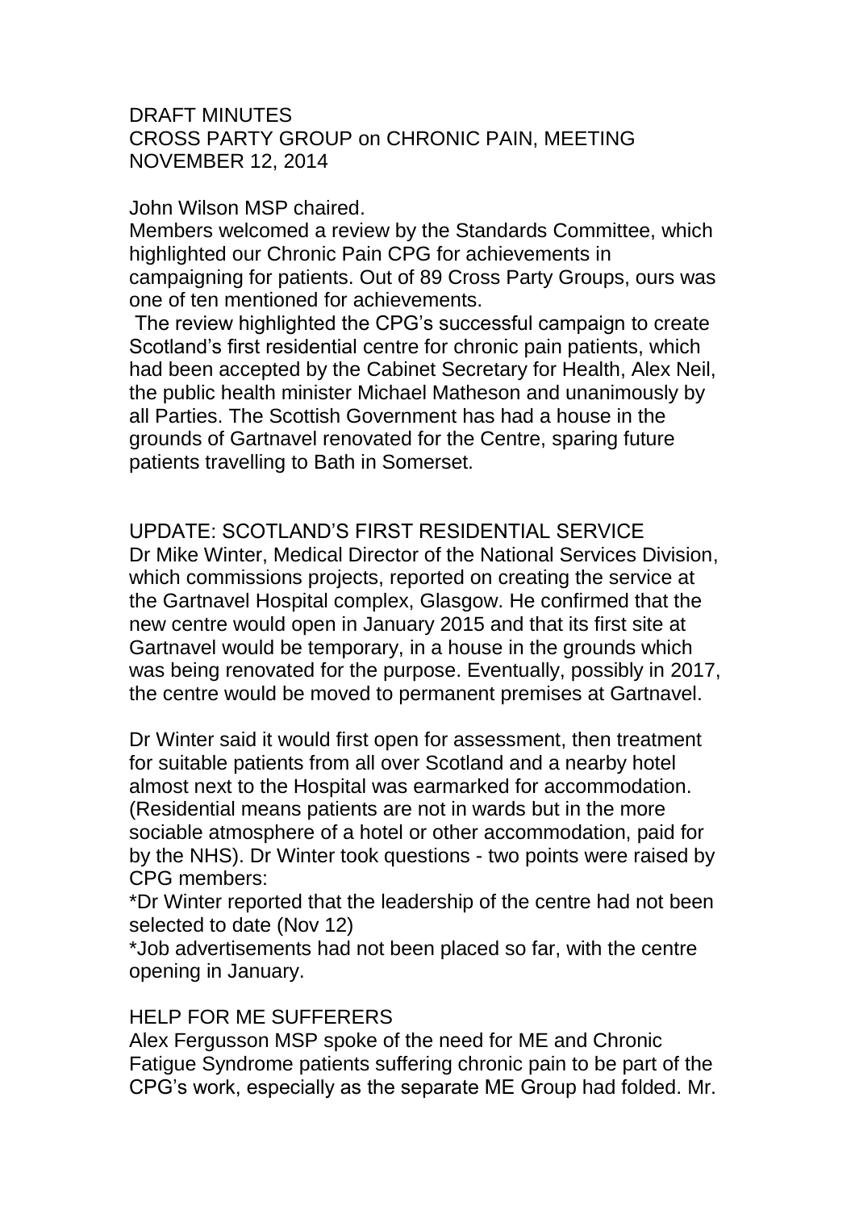# DRAFT MINUTES
# CROSS PARTY GROUP on CHRONIC PAIN, MEETING NOVEMBER 12, 2014

John Wilson MSP chaired.

Members welcomed a review by the Standards Committee, which highlighted our Chronic Pain CPG for achievements in campaigning for patients. Out of 89 Cross Party Groups, ours was one of ten mentioned for achievements.

The review highlighted the CPG's successful campaign to create Scotland's first residential centre for chronic pain patients, which had been accepted by the Cabinet Secretary for Health, Alex Neil, the public health minister Michael Matheson and unanimously by all Parties. The Scottish Government has had a house in the grounds of Gartnavel renovated for the Centre, sparing future patients travelling to Bath in Somerset.

## UPDATE: SCOTLAND'S FIRST RESIDENTIAL SERVICE

Dr Mike Winter, Medical Director of the National Services Division, which commissions projects, reported on creating the service at the Gartnavel Hospital complex, Glasgow. He confirmed that the new centre would open in January 2015 and that its first site at Gartnavel would be temporary, in a house in the grounds which was being renovated for the purpose. Eventually, possibly in 2017, the centre would be moved to permanent premises at Gartnavel.

Dr Winter said it would first open for assessment, then treatment for suitable patients from all over Scotland and a nearby hotel almost next to the Hospital was earmarked for accommodation. (Residential means patients are not in wards but in the more sociable atmosphere of a hotel or other accommodation, paid for by the NHS). Dr Winter took questions - two points were raised by CPG members:

*Dr Winter reported that the leadership of the centre had not been selected to date (Nov 12)

*Job advertisements had not been placed so far, with the centre opening in January.

## HELP FOR ME SUFFERERS

Alex Fergusson MSP spoke of the need for ME and Chronic Fatigue Syndrome patients suffering chronic pain to be part of the CPG's work, especially as the separate ME Group had folded. Mr.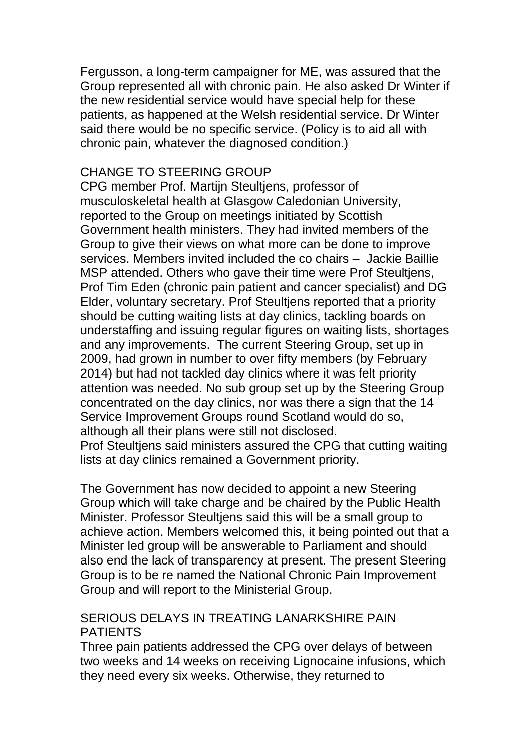Fergusson, a long-term campaigner for ME, was assured that the Group represented all with chronic pain. He also asked Dr Winter if the new residential service would have special help for these patients, as happened at the Welsh residential service. Dr Winter said there would be no specific service. (Policy is to aid all with chronic pain, whatever the diagnosed condition.)

## CHANGE TO STEERING GROUP

CPG member Prof. Martijn Steultjens, professor of musculoskeletal health at Glasgow Caledonian University, reported to the Group on meetings initiated by Scottish Government health ministers. They had invited members of the Group to give their views on what more can be done to improve services. Members invited included the co chairs – Jackie Baillie MSP attended. Others who gave their time were Prof Steultjens, Prof Tim Eden (chronic pain patient and cancer specialist) and DG Elder, voluntary secretary. Prof Steultjens reported that a priority should be cutting waiting lists at day clinics, tackling boards on understaffing and issuing regular figures on waiting lists, shortages and any improvements. The current Steering Group, set up in 2009, had grown in number to over fifty members (by February 2014) but had not tackled day clinics where it was felt priority attention was needed. No sub group set up by the Steering Group concentrated on the day clinics, nor was there a sign that the 14 Service Improvement Groups round Scotland would do so, although all their plans were still not disclosed.
Prof Steultjens said ministers assured the CPG that cutting waiting lists at day clinics remained a Government priority.

The Government has now decided to appoint a new Steering Group which will take charge and be chaired by the Public Health Minister. Professor Steultjens said this will be a small group to achieve action. Members welcomed this, it being pointed out that a Minister led group will be answerable to Parliament and should also end the lack of transparency at present. The present Steering Group is to be re named the National Chronic Pain Improvement Group and will report to the Ministerial Group.

## SERIOUS DELAYS IN TREATING LANARKSHIRE PAIN PATIENTS

Three pain patients addressed the CPG over delays of between two weeks and 14 weeks on receiving Lignocaine infusions, which they need every six weeks. Otherwise, they returned to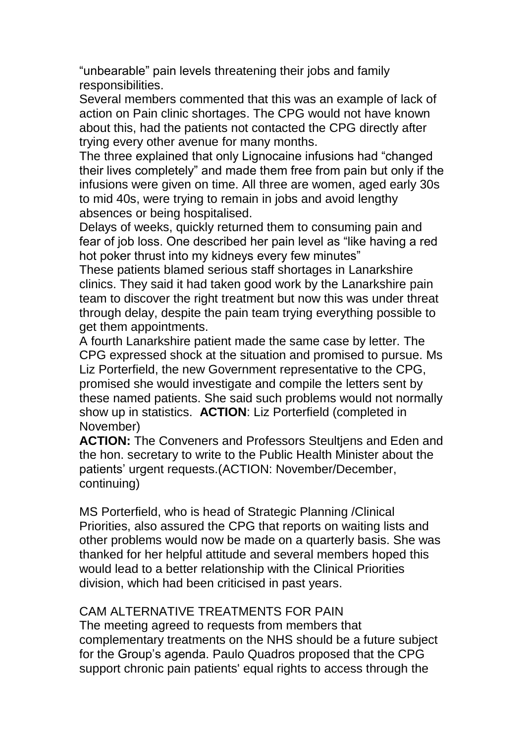"unbearable" pain levels threatening their jobs and family responsibilities.

Several members commented that this was an example of lack of action on Pain clinic shortages. The CPG would not have known about this, had the patients not contacted the CPG directly after trying every other avenue for many months.

The three explained that only Lignocaine infusions had "changed their lives completely" and made them free from pain but only if the infusions were given on time. All three are women, aged early 30s to mid 40s, were trying to remain in jobs and avoid lengthy absences or being hospitalised.

Delays of weeks, quickly returned them to consuming pain and fear of job loss. One described her pain level as "like having a red hot poker thrust into my kidneys every few minutes"

These patients blamed serious staff shortages in Lanarkshire clinics. They said it had taken good work by the Lanarkshire pain team to discover the right treatment but now this was under threat through delay, despite the pain team trying everything possible to get them appointments.

A fourth Lanarkshire patient made the same case by letter. The CPG expressed shock at the situation and promised to pursue. Ms Liz Porterfield, the new Government representative to the CPG, promised she would investigate and compile the letters sent by these named patients. She said such problems would not normally show up in statistics. **ACTION**: Liz Porterfield (completed in November)

**ACTION:** The Conveners and Professors Steultjens and Eden and the hon. secretary to write to the Public Health Minister about the patients' urgent requests.(ACTION: November/December, continuing)

MS Porterfield, who is head of Strategic Planning /Clinical Priorities, also assured the CPG that reports on waiting lists and other problems would now be made on a quarterly basis. She was thanked for her helpful attitude and several members hoped this would lead to a better relationship with the Clinical Priorities division, which had been criticised in past years.

CAM ALTERNATIVE TREATMENTS FOR PAIN

The meeting agreed to requests from members that complementary treatments on the NHS should be a future subject for the Group's agenda. Paulo Quadros proposed that the CPG support chronic pain patients' equal rights to access through the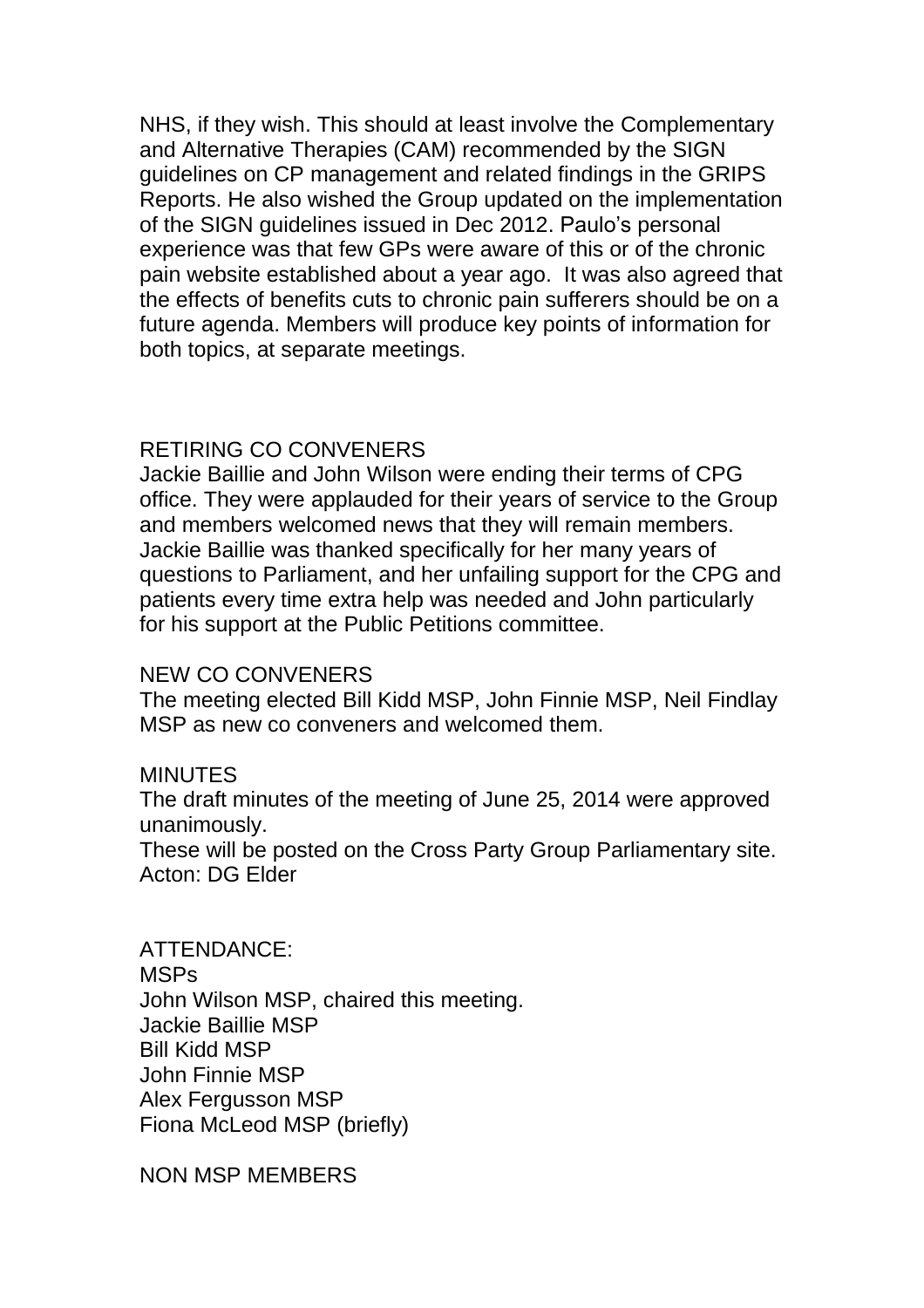NHS, if they wish. This should at least involve the Complementary and Alternative Therapies (CAM) recommended by the SIGN guidelines on CP management and related findings in the GRIPS Reports. He also wished the Group updated on the implementation of the SIGN guidelines issued in Dec 2012. Paulo's personal experience was that few GPs were aware of this or of the chronic pain website established about a year ago. It was also agreed that the effects of benefits cuts to chronic pain sufferers should be on a future agenda. Members will produce key points of information for both topics, at separate meetings.

## RETIRING CO CONVENERS

Jackie Baillie and John Wilson were ending their terms of CPG office. They were applauded for their years of service to the Group and members welcomed news that they will remain members. Jackie Baillie was thanked specifically for her many years of questions to Parliament, and her unfailing support for the CPG and patients every time extra help was needed and John particularly for his support at the Public Petitions committee.

## NEW CO CONVENERS

The meeting elected Bill Kidd MSP, John Finnie MSP, Neil Findlay MSP as new co conveners and welcomed them.

## MINUTES

The draft minutes of the meeting of June 25, 2014 were approved unanimously.
These will be posted on the Cross Party Group Parliamentary site.
Acton: DG Elder

## ATTENDANCE:

MSPs
John Wilson MSP, chaired this meeting.
Jackie Baillie MSP
Bill Kidd MSP
John Finnie MSP
Alex Fergusson MSP
Fiona McLeod MSP (briefly)

NON MSP MEMBERS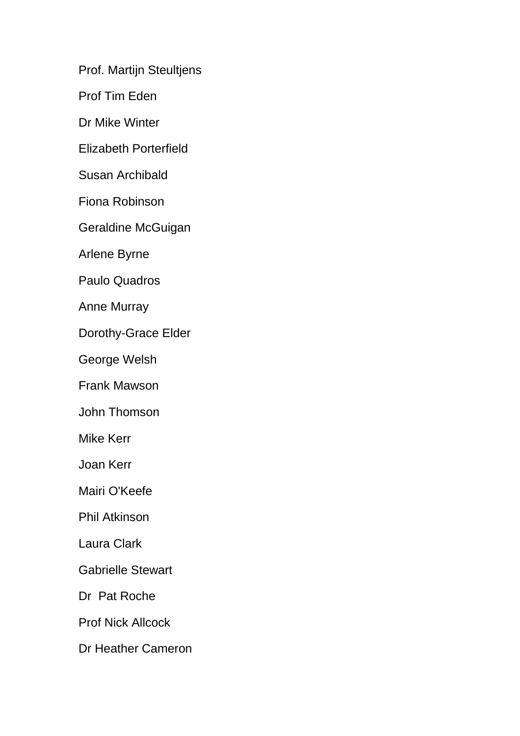Prof. Martijn Steultjens

Prof Tim Eden

Dr Mike Winter

Elizabeth Porterfield

Susan Archibald

Fiona Robinson

Geraldine McGuigan

Arlene Byrne

Paulo Quadros

Anne Murray

Dorothy-Grace Elder

George Welsh

Frank Mawson

John Thomson

Mike Kerr

Joan Kerr

Mairi O'Keefe

Phil Atkinson

Laura Clark

Gabrielle Stewart

Dr  Pat Roche

Prof Nick Allcock

Dr Heather Cameron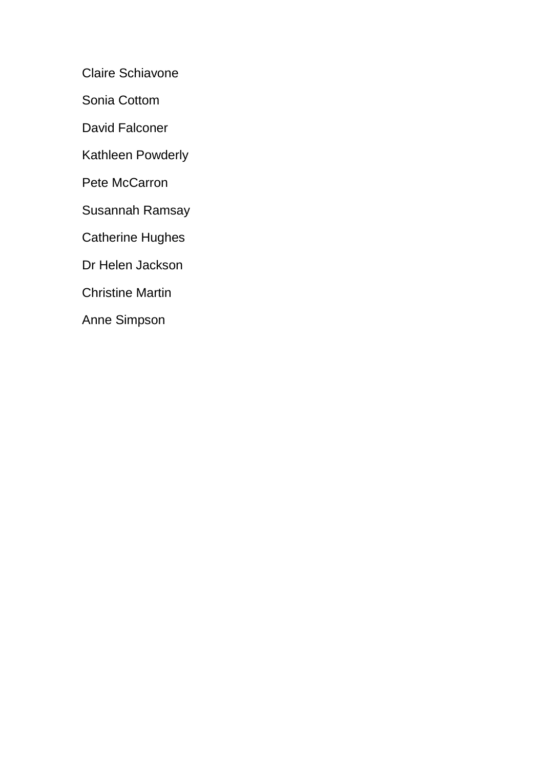Claire Schiavone

Sonia Cottom

David Falconer

Kathleen Powderly

Pete McCarron

Susannah Ramsay

Catherine Hughes

Dr Helen Jackson

Christine Martin

Anne Simpson